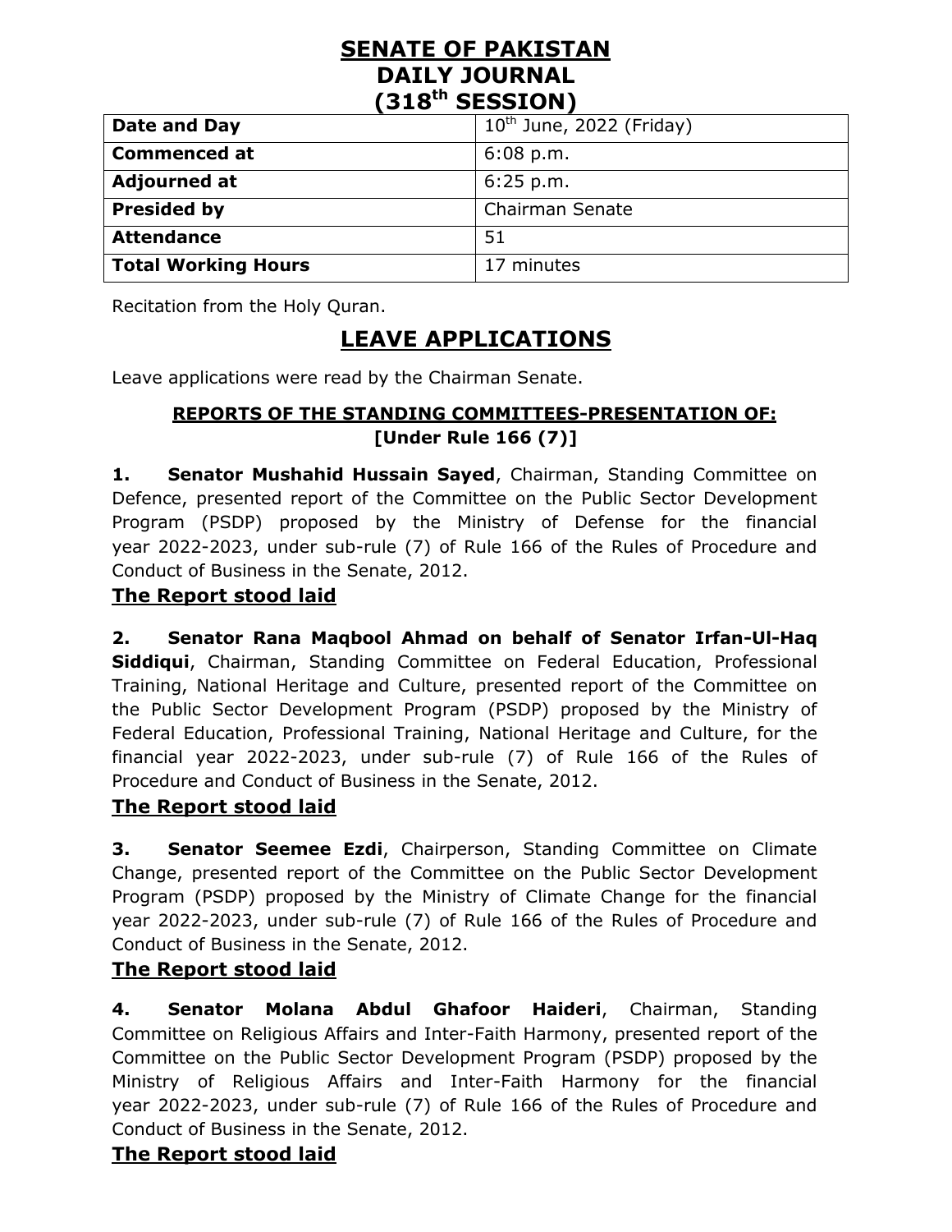# SENATE OF PAKISTAN
# DAILY JOURNAL
# (318th SESSION)

| | |
|---|---|
| **Date and Day** | 10th June, 2022 (Friday) |
| **Commenced at** | 6:08 p.m. |
| **Adjourned at** | 6:25 p.m. |
| **Presided by** | Chairman Senate |
| **Attendance** | 51 |
| **Total Working Hours** | 17 minutes |

Recitation from the Holy Quran.

## LEAVE APPLICATIONS

Leave applications were read by the Chairman Senate.

### REPORTS OF THE STANDING COMMITTEES-PRESENTATION OF: [Under Rule 166 (7)]

**1. Senator Mushahid Hussain Sayed**, Chairman, Standing Committee on Defence, presented report of the Committee on the Public Sector Development Program (PSDP) proposed by the Ministry of Defense for the financial year 2022-2023, under sub-rule (7) of Rule 166 of the Rules of Procedure and Conduct of Business in the Senate, 2012.

**The Report stood laid**

**2. Senator Rana Maqbool Ahmad on behalf of Senator Irfan-Ul-Haq Siddiqui**, Chairman, Standing Committee on Federal Education, Professional Training, National Heritage and Culture, presented report of the Committee on the Public Sector Development Program (PSDP) proposed by the Ministry of Federal Education, Professional Training, National Heritage and Culture, for the financial year 2022-2023, under sub-rule (7) of Rule 166 of the Rules of Procedure and Conduct of Business in the Senate, 2012.

**The Report stood laid**

**3. Senator Seemee Ezdi**, Chairperson, Standing Committee on Climate Change, presented report of the Committee on the Public Sector Development Program (PSDP) proposed by the Ministry of Climate Change for the financial year 2022-2023, under sub-rule (7) of Rule 166 of the Rules of Procedure and Conduct of Business in the Senate, 2012.

**The Report stood laid**

**4. Senator Molana Abdul Ghafoor Haideri**, Chairman, Standing Committee on Religious Affairs and Inter-Faith Harmony, presented report of the Committee on the Public Sector Development Program (PSDP) proposed by the Ministry of Religious Affairs and Inter-Faith Harmony for the financial year 2022-2023, under sub-rule (7) of Rule 166 of the Rules of Procedure and Conduct of Business in the Senate, 2012.

**The Report stood laid**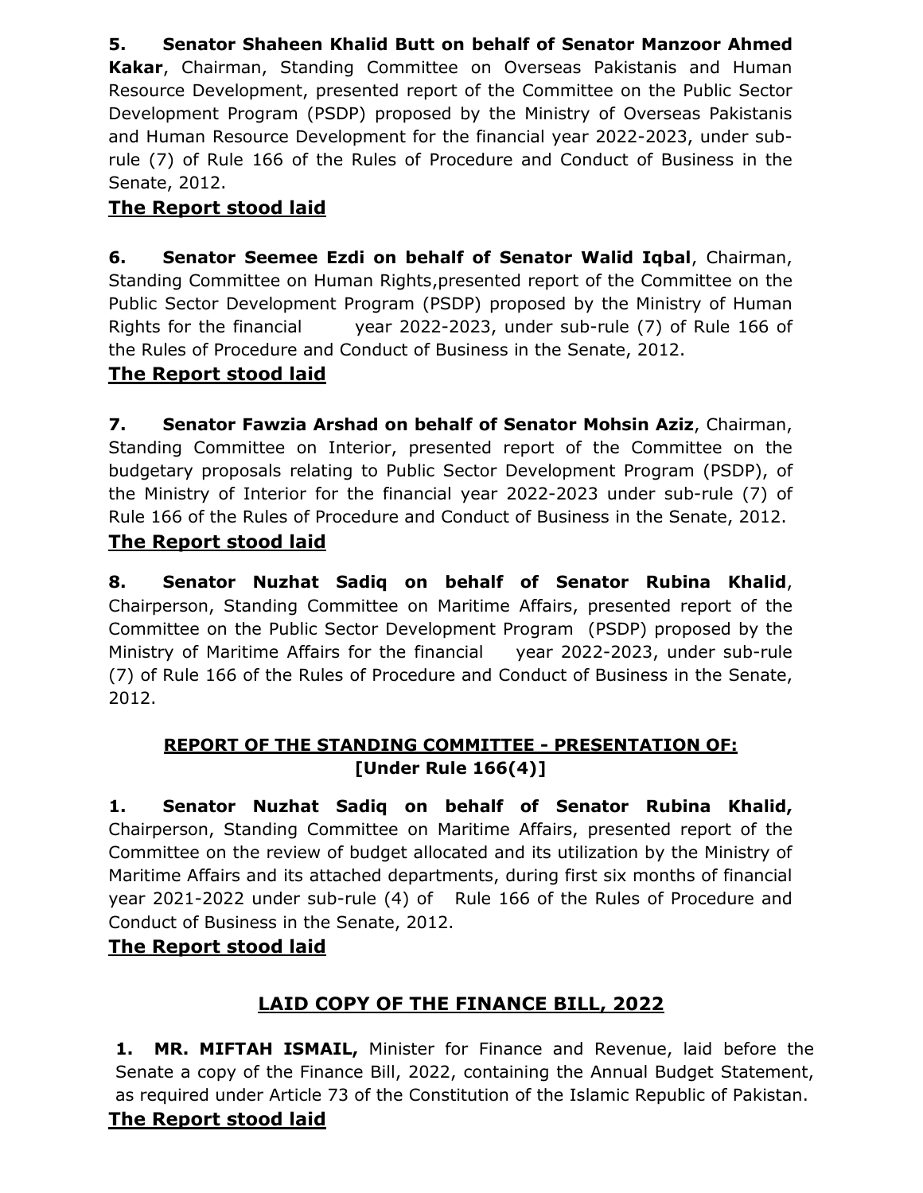**5.** **Senator Shaheen Khalid Butt on behalf of Senator Manzoor Ahmed Kakar**, Chairman, Standing Committee on Overseas Pakistanis and Human Resource Development, presented report of the Committee on the Public Sector Development Program (PSDP) proposed by the Ministry of Overseas Pakistanis and Human Resource Development for the financial year 2022-2023, under sub-rule (7) of Rule 166 of the Rules of Procedure and Conduct of Business in the Senate, 2012.

**The Report stood laid**

**6.** **Senator Seemee Ezdi on behalf of Senator Walid Iqbal**, Chairman, Standing Committee on Human Rights,presented report of the Committee on the Public Sector Development Program (PSDP) proposed by the Ministry of Human Rights for the financial year 2022-2023, under sub-rule (7) of Rule 166 of the Rules of Procedure and Conduct of Business in the Senate, 2012.

**The Report stood laid**

**7.** **Senator Fawzia Arshad on behalf of Senator Mohsin Aziz**, Chairman, Standing Committee on Interior, presented report of the Committee on the budgetary proposals relating to Public Sector Development Program (PSDP), of the Ministry of Interior for the financial year 2022-2023 under sub-rule (7) of Rule 166 of the Rules of Procedure and Conduct of Business in the Senate, 2012.

**The Report stood laid**

**8.** **Senator Nuzhat Sadiq on behalf of Senator Rubina Khalid**, Chairperson, Standing Committee on Maritime Affairs, presented report of the Committee on the Public Sector Development Program (PSDP) proposed by the Ministry of Maritime Affairs for the financial year 2022-2023, under sub-rule (7) of Rule 166 of the Rules of Procedure and Conduct of Business in the Senate, 2012.

## REPORT OF THE STANDING COMMITTEE - PRESENTATION OF: [Under Rule 166(4)]

**1.** **Senator Nuzhat Sadiq on behalf of Senator Rubina Khalid,** Chairperson, Standing Committee on Maritime Affairs, presented report of the Committee on the review of budget allocated and its utilization by the Ministry of Maritime Affairs and its attached departments, during first six months of financial year 2021-2022 under sub-rule (4) of Rule 166 of the Rules of Procedure and Conduct of Business in the Senate, 2012.

**The Report stood laid**

## LAID COPY OF THE FINANCE BILL, 2022

**1.** **MR. MIFTAH ISMAIL,** Minister for Finance and Revenue, laid before the Senate a copy of the Finance Bill, 2022, containing the Annual Budget Statement, as required under Article 73 of the Constitution of the Islamic Republic of Pakistan.

**The Report stood laid**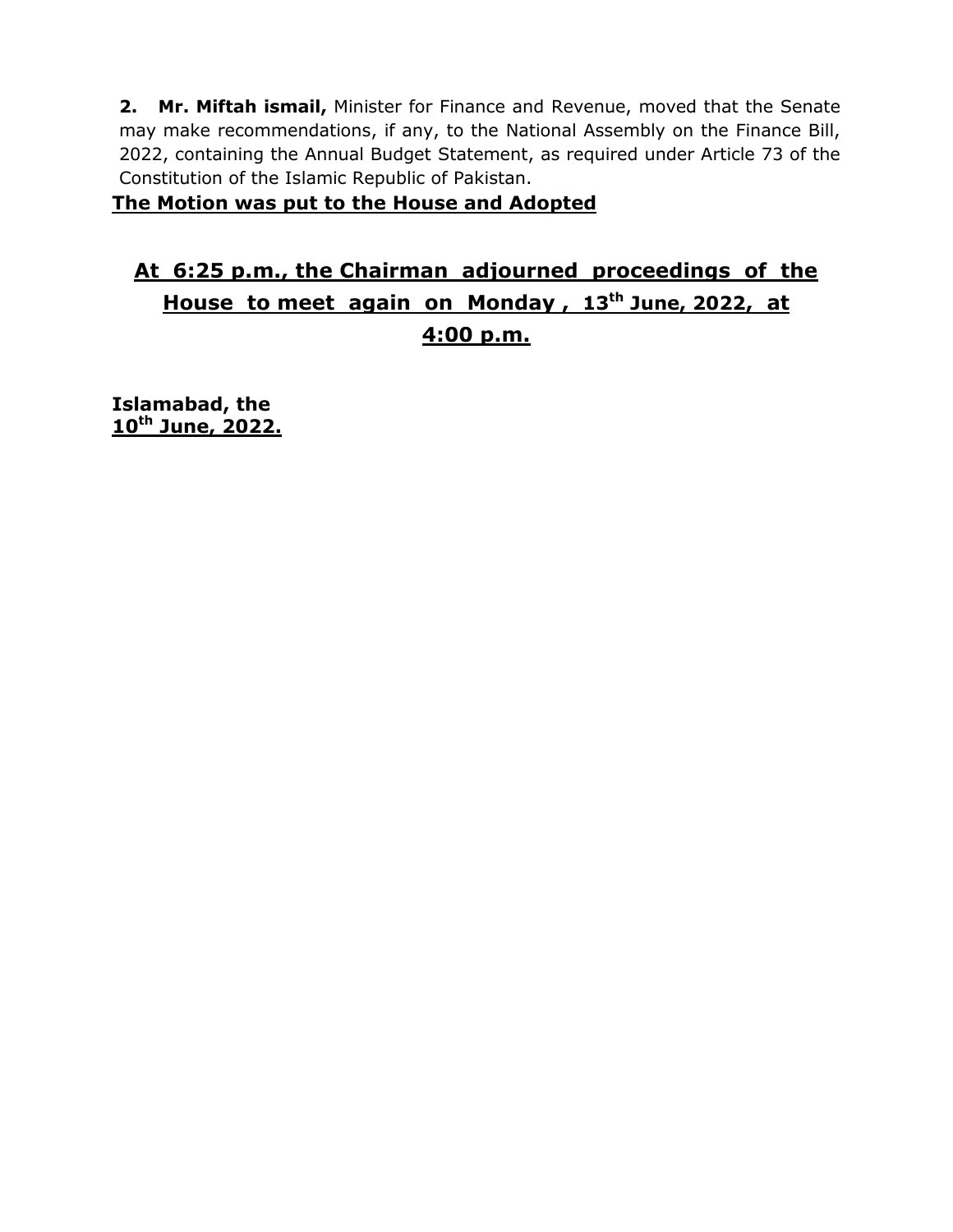**2. Mr. Miftah ismail,** Minister for Finance and Revenue, moved that the Senate may make recommendations, if any, to the National Assembly on the Finance Bill, 2022, containing the Annual Budget Statement, as required under Article 73 of the Constitution of the Islamic Republic of Pakistan.

**The Motion was put to the House and Adopted**

## At 6:25 p.m., the Chairman adjourned proceedings of the House to meet again on Monday , 13th June, 2022, at 4:00 p.m.

**Islamabad, the**
**10th June, 2022.**